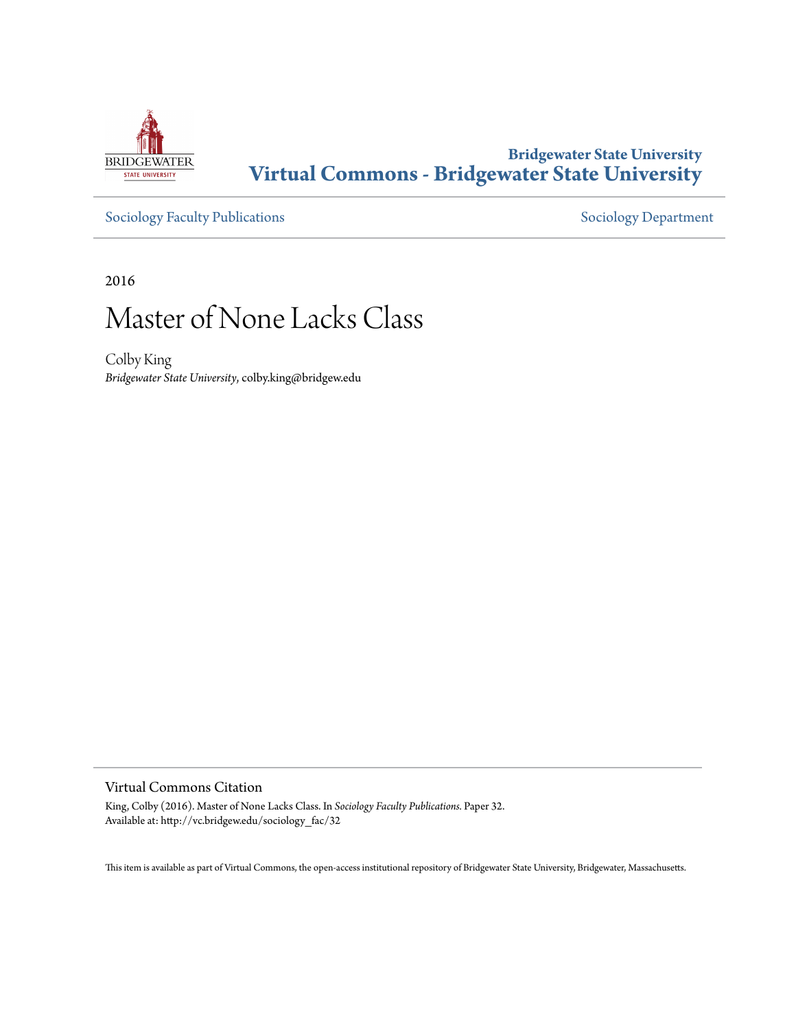**Bridgewater State University**
**Virtual Commons - Bridgewater State University**

Sociology Faculty Publications

Sociology Department

2016

# Master of None Lacks Class

Colby King
*Bridgewater State University*, colby.king@bridgew.edu

## Virtual Commons Citation

King, Colby (2016). Master of None Lacks Class. In *Sociology Faculty Publications.* Paper 32.
Available at: http://vc.bridgew.edu/sociology_fac/32

This item is available as part of Virtual Commons, the open-access institutional repository of Bridgewater State University, Bridgewater, Massachusetts.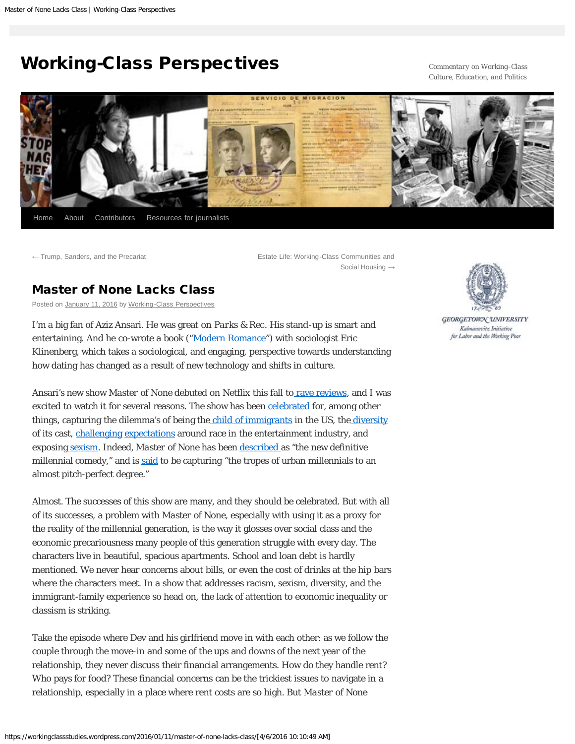# Working-Class Perspectives

Commentary on Working-Class Culture, Education, and Politics

Home About Contributors Resources for journalists

← Trump, Sanders, and the Precariat

Estate Life: Working-Class Communities and Social Housing →

## Master of None Lacks Class

Posted on January 11, 2016 by Working-Class Perspectives

I'm a big fan of Aziz Ansari. He was great on *Parks & Rec*. His stand-up is smart and entertaining. And he co-wrote a book ("Modern Romance") with sociologist Eric Klinenberg, which takes a sociological, and engaging, perspective towards understanding how dating has changed as a result of new technology and shifts in culture.

Ansari's new show *Master of None* debuted on Netflix this fall to rave reviews, and I was excited to watch it for several reasons. The show has been celebrated for, among other things, capturing the dilemma's of being the child of immigrants in the US, the diversity of its cast, challenging expectations around race in the entertainment industry, and exposing sexism. Indeed, *Master of None* has been described as "the new definitive millennial comedy," and is said to be capturing "the tropes of urban millennials to an almost pitch-perfect degree."

Almost. The successes of this show are many, and they should be celebrated. But with all of its successes, a problem with *Master of None*, especially with using it as a proxy for the reality of the millennial generation, is the way it glosses over social class and the economic precariousness many people of this generation struggle with every day. The characters live in beautiful, spacious apartments. School and loan debt is hardly mentioned. We never hear concerns about bills, or even the cost of drinks at the hip bars where the characters meet. In a show that addresses racism, sexism, diversity, and the immigrant-family experience so head on, the lack of attention to economic inequality or classism is striking.

Take the episode where Dev and his girlfriend move in with each other: as we follow the couple through the move-in and some of the ups and downs of the next year of the relationship, they never discuss their financial arrangements. How do they handle rent? Who pays for food? These financial concerns can be the trickiest issues to navigate in a relationship, especially in a place where rent costs are so high. But *Master of None*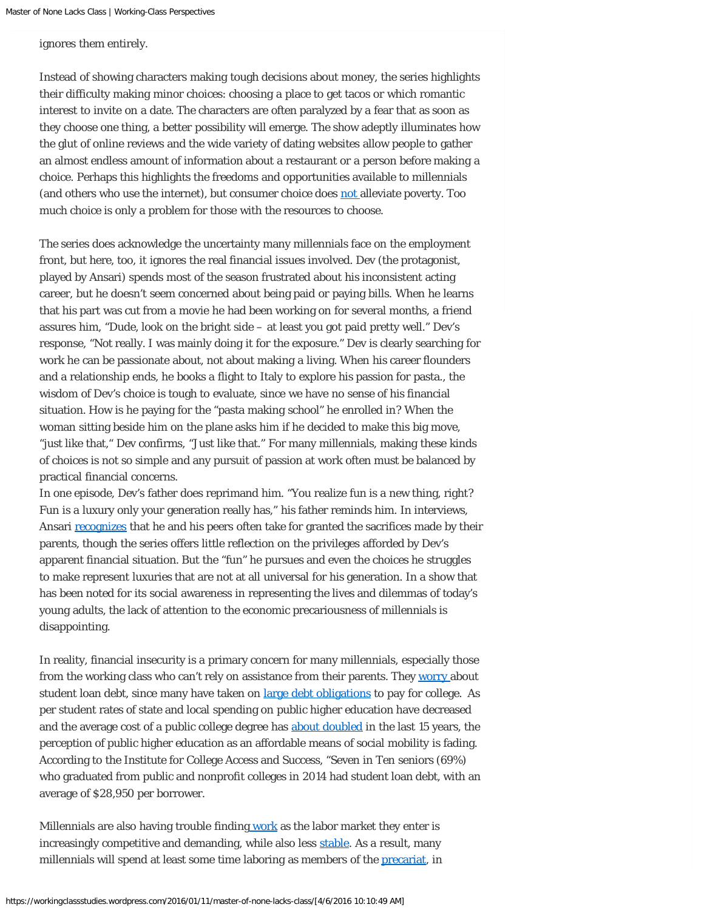ignores them entirely.

Instead of showing characters making tough decisions about money, the series highlights their difficulty making minor choices: choosing a place to get tacos or which romantic interest to invite on a date. The characters are often paralyzed by a fear that as soon as they choose one thing, a better possibility will emerge. The show adeptly illuminates how the glut of online reviews and the wide variety of dating websites allow people to gather an almost endless amount of information about a restaurant or a person before making a choice. Perhaps this highlights the freedoms and opportunities available to millennials (and others who use the internet), but consumer choice does not alleviate poverty. Too much choice is only a problem for those with the resources to choose.

The series does acknowledge the uncertainty many millennials face on the employment front, but here, too, it ignores the real financial issues involved. Dev (the protagonist, played by Ansari) spends most of the season frustrated about his inconsistent acting career, but he doesn't seem concerned about being paid or paying bills. When he learns that his part was cut from a movie he had been working on for several months, a friend assures him, "Dude, look on the bright side – at least you got paid pretty well." Dev's response, "Not really. I was mainly doing it for the exposure." Dev is clearly searching for work he can be passionate about, not about making a living. When his career flounders and a relationship ends, he books a flight to Italy to explore his passion for pasta., the wisdom of Dev's choice is tough to evaluate, since we have no sense of his financial situation. How is he paying for the "pasta making school" he enrolled in? When the woman sitting beside him on the plane asks him if he decided to make this big move, "just like that," Dev confirms, "Just like that." For many millennials, making these kinds of choices is not so simple and any pursuit of passion at work often must be balanced by practical financial concerns.

In one episode, Dev's father does reprimand him. "You realize fun is a new thing, right? Fun is a luxury only your generation really has," his father reminds him. In interviews, Ansari recognizes that he and his peers often take for granted the sacrifices made by their parents, though the series offers little reflection on the privileges afforded by Dev's apparent financial situation. But the "fun" he pursues and even the choices he struggles to make represent luxuries that are not at all universal for his generation. In a show that has been noted for its social awareness in representing the lives and dilemmas of today's young adults, the lack of attention to the economic precariousness of millennials is disappointing.

In reality, financial insecurity is a primary concern for many millennials, especially those from the working class who can't rely on assistance from their parents. They worry about student loan debt, since many have taken on large debt obligations to pay for college. As per student rates of state and local spending on public higher education have decreased and the average cost of a public college degree has about doubled in the last 15 years, the perception of public higher education as an affordable means of social mobility is fading. According to the Institute for College Access and Success, "Seven in Ten seniors (69%) who graduated from public and nonprofit colleges in 2014 had student loan debt, with an average of $28,950 per borrower.

Millennials are also having trouble finding work as the labor market they enter is increasingly competitive and demanding, while also less stable. As a result, many millennials will spend at least some time laboring as members of the precariat, in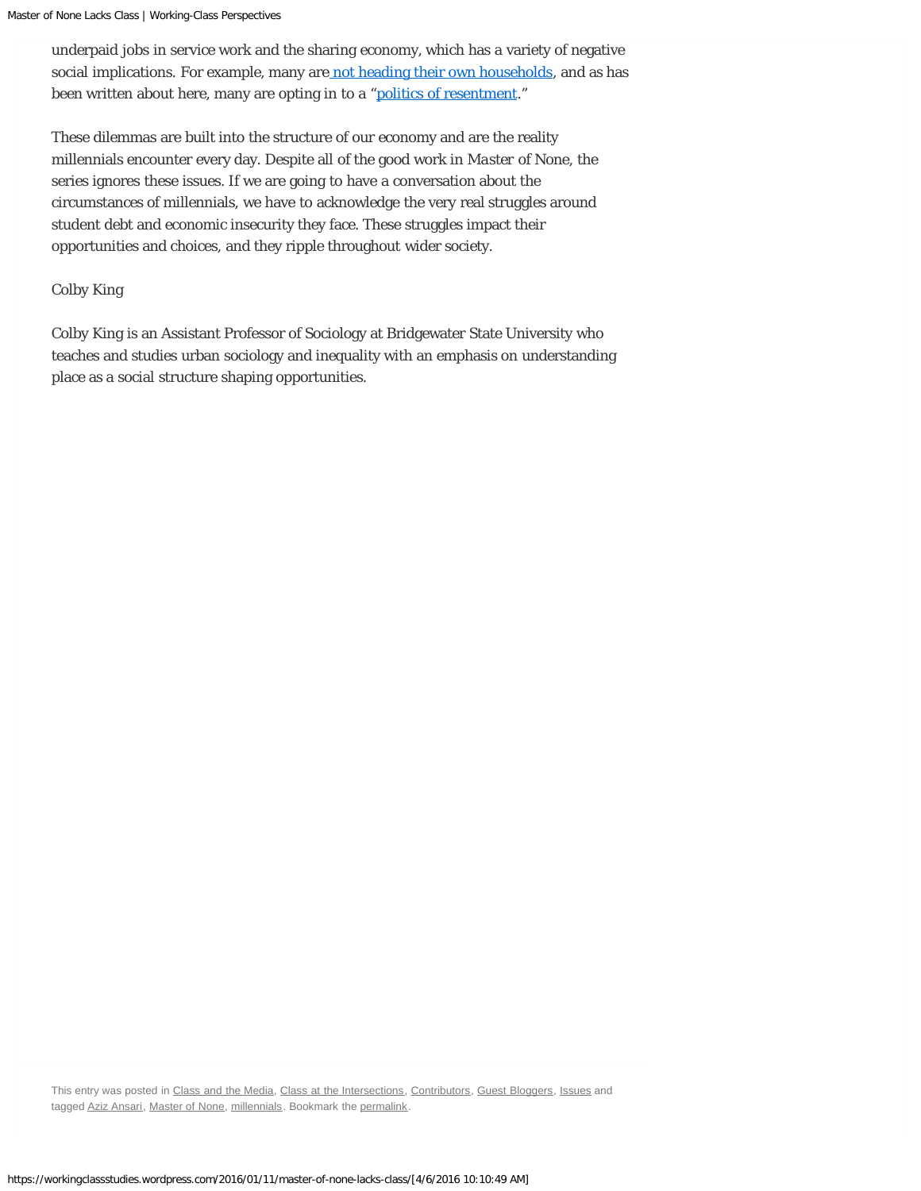underpaid jobs in service work and the sharing economy, which has a variety of negative social implications. For example, many are not heading their own households, and as has been written about here, many are opting in to a "politics of resentment."

These dilemmas are built into the structure of our economy and are the reality millennials encounter every day. Despite all of the good work in *Master of None*, the series ignores these issues. If we are going to have a conversation about the circumstances of millennials, we have to acknowledge the very real struggles around student debt and economic insecurity they face. These struggles impact their opportunities and choices, and they ripple throughout wider society.

Colby King

Colby King is an Assistant Professor of Sociology at Bridgewater State University who teaches and studies urban sociology and inequality with an emphasis on understanding place as a social structure shaping opportunities.

This entry was posted in Class and the Media, Class at the Intersections, Contributors, Guest Bloggers, Issues and tagged Aziz Ansari, Master of None, millennials. Bookmark the permalink.